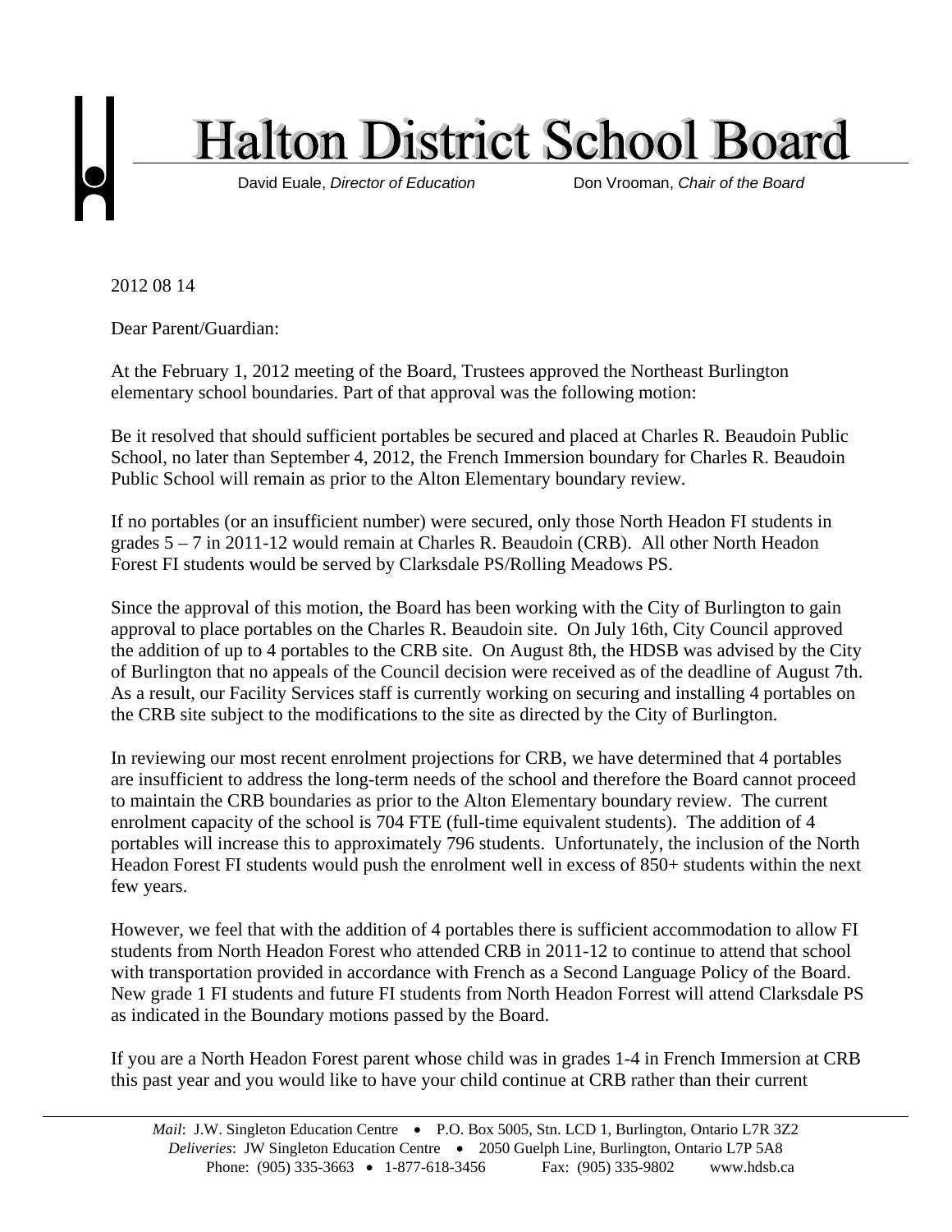# Halton District School Board

David Euale, *Director of Education* Don Vrooman, *Chair of the Board*

2012 08 14

Dear Parent/Guardian:

At the February 1, 2012 meeting of the Board, Trustees approved the Northeast Burlington elementary school boundaries. Part of that approval was the following motion:

Be it resolved that should sufficient portables be secured and placed at Charles R. Beaudoin Public School, no later than September 4, 2012, the French Immersion boundary for Charles R. Beaudoin Public School will remain as prior to the Alton Elementary boundary review.

If no portables (or an insufficient number) were secured, only those North Headon FI students in grades 5 – 7 in 2011-12 would remain at Charles R. Beaudoin (CRB). All other North Headon Forest FI students would be served by Clarksdale PS/Rolling Meadows PS.

Since the approval of this motion, the Board has been working with the City of Burlington to gain approval to place portables on the Charles R. Beaudoin site. On July 16th, City Council approved the addition of up to 4 portables to the CRB site. On August 8th, the HDSB was advised by the City of Burlington that no appeals of the Council decision were received as of the deadline of August 7th. As a result, our Facility Services staff is currently working on securing and installing 4 portables on the CRB site subject to the modifications to the site as directed by the City of Burlington.

In reviewing our most recent enrolment projections for CRB, we have determined that 4 portables are insufficient to address the long-term needs of the school and therefore the Board cannot proceed to maintain the CRB boundaries as prior to the Alton Elementary boundary review. The current enrolment capacity of the school is 704 FTE (full-time equivalent students). The addition of 4 portables will increase this to approximately 796 students. Unfortunately, the inclusion of the North Headon Forest FI students would push the enrolment well in excess of 850+ students within the next few years.

However, we feel that with the addition of 4 portables there is sufficient accommodation to allow FI students from North Headon Forest who attended CRB in 2011-12 to continue to attend that school with transportation provided in accordance with French as a Second Language Policy of the Board. New grade 1 FI students and future FI students from North Headon Forrest will attend Clarksdale PS as indicated in the Boundary motions passed by the Board.

If you are a North Headon Forest parent whose child was in grades 1-4 in French Immersion at CRB this past year and you would like to have your child continue at CRB rather than their current

*Mail*: J.W. Singleton Education Centre • P.O. Box 5005, Stn. LCD 1, Burlington, Ontario L7R 3Z2
*Deliveries*: JW Singleton Education Centre • 2050 Guelph Line, Burlington, Ontario L7P 5A8
Phone: (905) 335-3663 • 1-877-618-3456 Fax: (905) 335-9802 www.hdsb.ca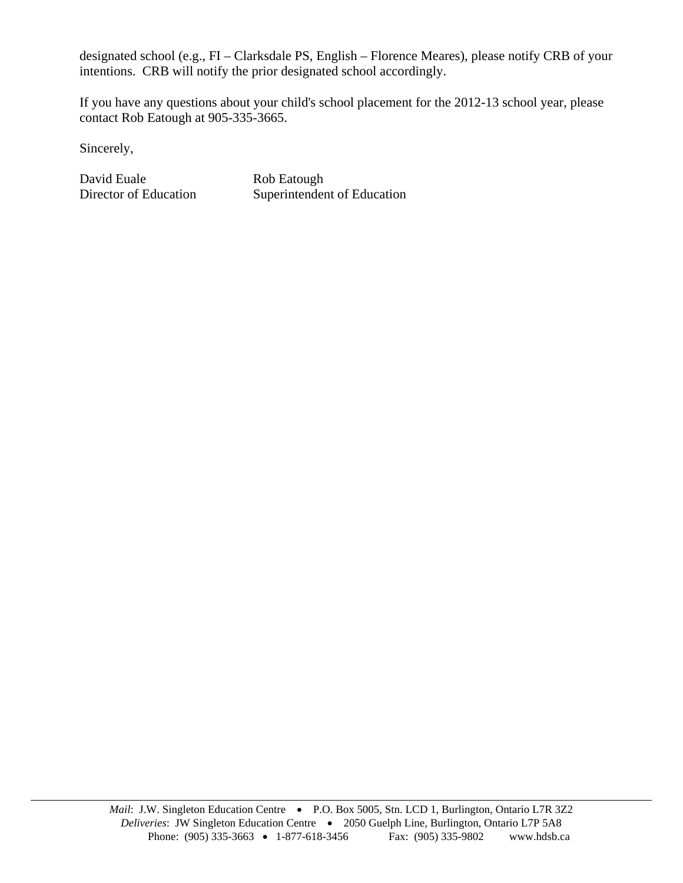designated school (e.g., FI – Clarksdale PS, English – Florence Meares), please notify CRB of your intentions.  CRB will notify the prior designated school accordingly.

If you have any questions about your child's school placement for the 2012-13 school year, please contact Rob Eatough at 905-335-3665.

Sincerely,

David Euale
Director of Education

Rob Eatough
Superintendent of Education